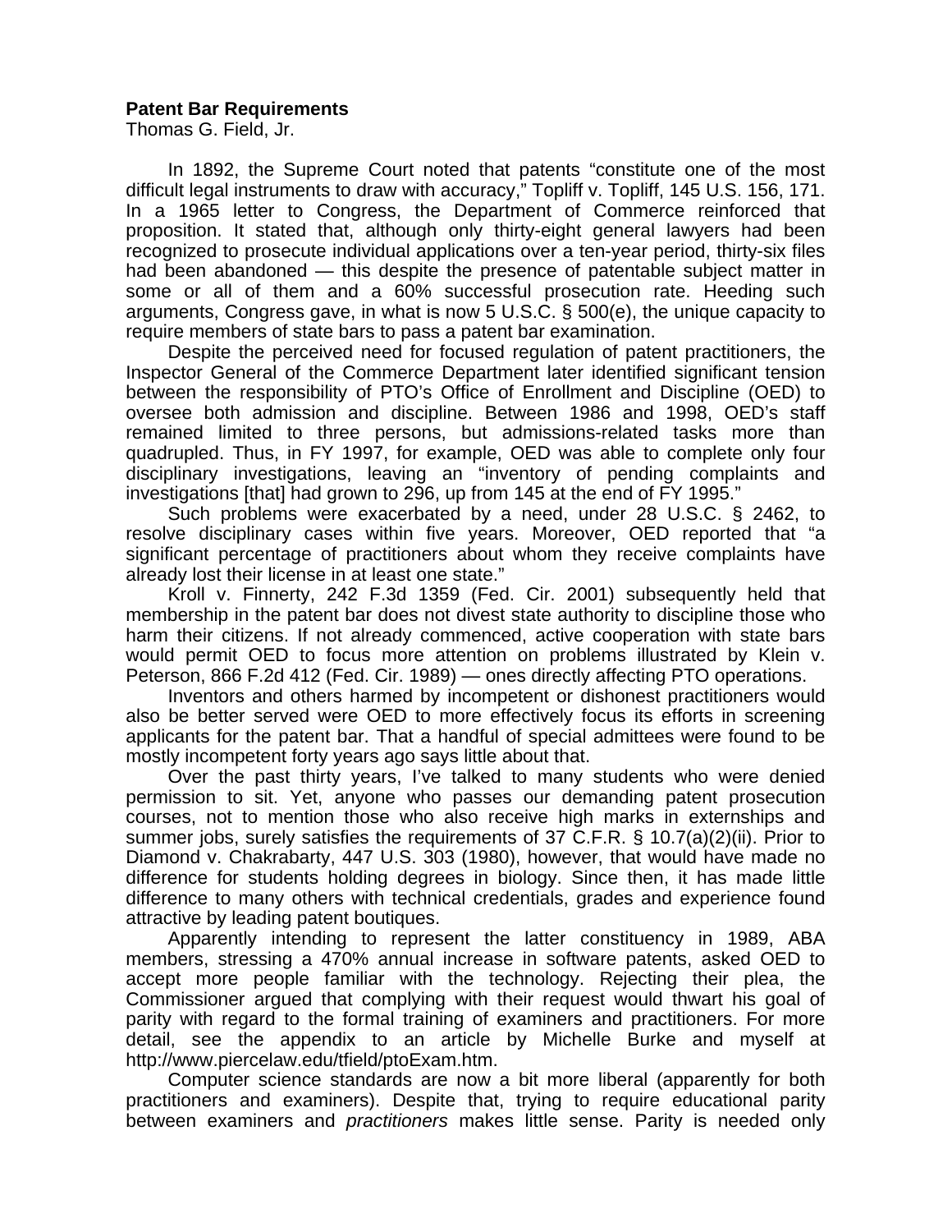**Patent Bar Requirements**

Thomas G. Field, Jr.

In 1892, the Supreme Court noted that patents "constitute one of the most difficult legal instruments to draw with accuracy," Topliff v. Topliff, 145 U.S. 156, 171. In a 1965 letter to Congress, the Department of Commerce reinforced that proposition. It stated that, although only thirty-eight general lawyers had been recognized to prosecute individual applications over a ten-year period, thirty-six files had been abandoned — this despite the presence of patentable subject matter in some or all of them and a 60% successful prosecution rate. Heeding such arguments, Congress gave, in what is now 5 U.S.C. § 500(e), the unique capacity to require members of state bars to pass a patent bar examination.

Despite the perceived need for focused regulation of patent practitioners, the Inspector General of the Commerce Department later identified significant tension between the responsibility of PTO's Office of Enrollment and Discipline (OED) to oversee both admission and discipline. Between 1986 and 1998, OED's staff remained limited to three persons, but admissions-related tasks more than quadrupled. Thus, in FY 1997, for example, OED was able to complete only four disciplinary investigations, leaving an "inventory of pending complaints and investigations [that] had grown to 296, up from 145 at the end of FY 1995."

Such problems were exacerbated by a need, under 28 U.S.C. § 2462, to resolve disciplinary cases within five years. Moreover, OED reported that "a significant percentage of practitioners about whom they receive complaints have already lost their license in at least one state."

Kroll v. Finnerty, 242 F.3d 1359 (Fed. Cir. 2001) subsequently held that membership in the patent bar does not divest state authority to discipline those who harm their citizens. If not already commenced, active cooperation with state bars would permit OED to focus more attention on problems illustrated by Klein v. Peterson, 866 F.2d 412 (Fed. Cir. 1989) — ones directly affecting PTO operations.

Inventors and others harmed by incompetent or dishonest practitioners would also be better served were OED to more effectively focus its efforts in screening applicants for the patent bar. That a handful of special admittees were found to be mostly incompetent forty years ago says little about that.

Over the past thirty years, I've talked to many students who were denied permission to sit. Yet, anyone who passes our demanding patent prosecution courses, not to mention those who also receive high marks in externships and summer jobs, surely satisfies the requirements of 37 C.F.R. § 10.7(a)(2)(ii). Prior to Diamond v. Chakrabarty, 447 U.S. 303 (1980), however, that would have made no difference for students holding degrees in biology. Since then, it has made little difference to many others with technical credentials, grades and experience found attractive by leading patent boutiques.

Apparently intending to represent the latter constituency in 1989, ABA members, stressing a 470% annual increase in software patents, asked OED to accept more people familiar with the technology. Rejecting their plea, the Commissioner argued that complying with their request would thwart his goal of parity with regard to the formal training of examiners and practitioners. For more detail, see the appendix to an article by Michelle Burke and myself at http://www.piercelaw.edu/tfield/ptoExam.htm.

Computer science standards are now a bit more liberal (apparently for both practitioners and examiners). Despite that, trying to require educational parity between examiners and *practitioners* makes little sense. Parity is needed only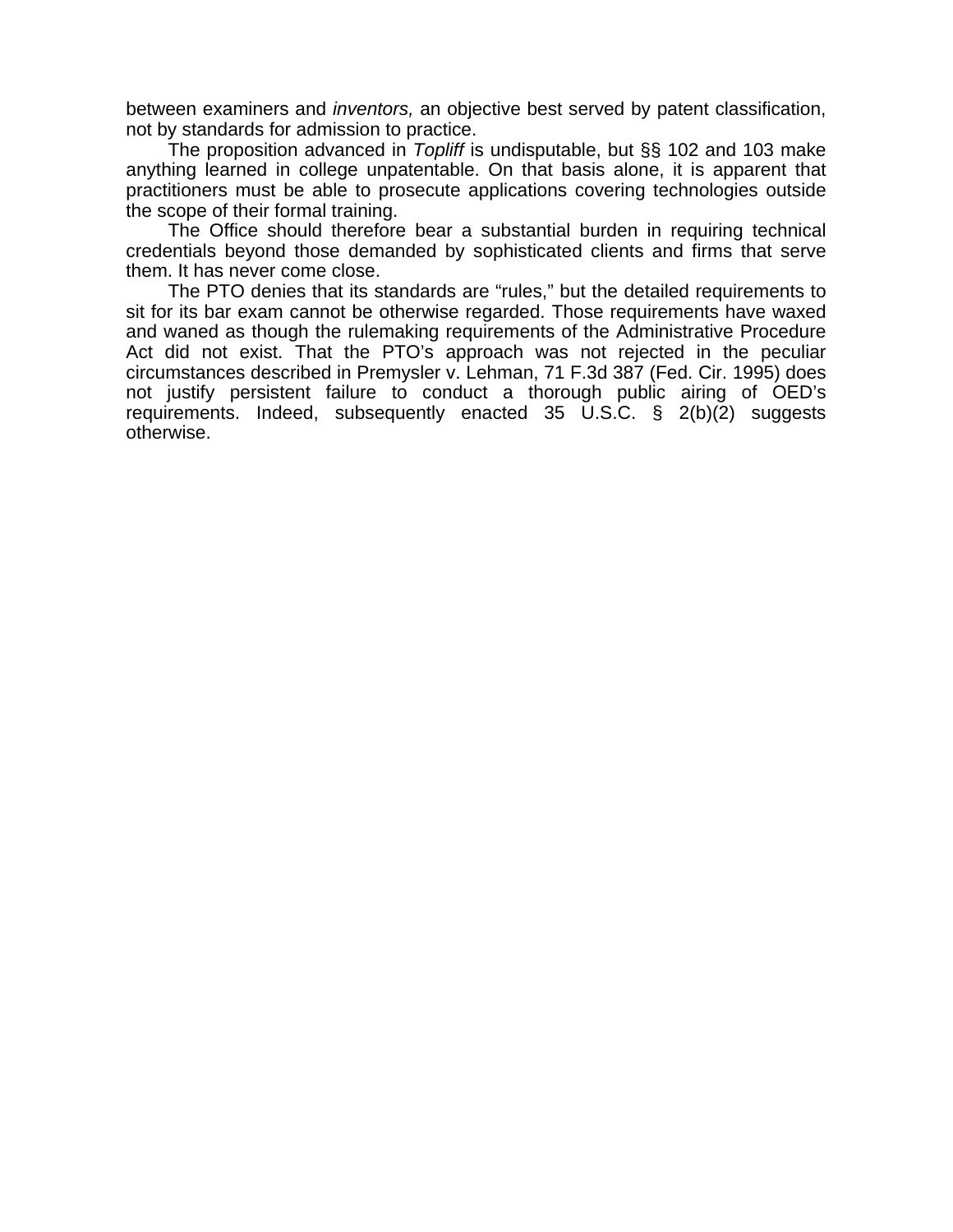between examiners and *inventors,* an objective best served by patent classification, not by standards for admission to practice.

The proposition advanced in *Topliff* is undisputable, but §§ 102 and 103 make anything learned in college unpatentable. On that basis alone, it is apparent that practitioners must be able to prosecute applications covering technologies outside the scope of their formal training.

The Office should therefore bear a substantial burden in requiring technical credentials beyond those demanded by sophisticated clients and firms that serve them. It has never come close.

The PTO denies that its standards are "rules," but the detailed requirements to sit for its bar exam cannot be otherwise regarded. Those requirements have waxed and waned as though the rulemaking requirements of the Administrative Procedure Act did not exist. That the PTO's approach was not rejected in the peculiar circumstances described in Premysler v. Lehman, 71 F.3d 387 (Fed. Cir. 1995) does not justify persistent failure to conduct a thorough public airing of OED's requirements. Indeed, subsequently enacted 35 U.S.C. § 2(b)(2) suggests otherwise.